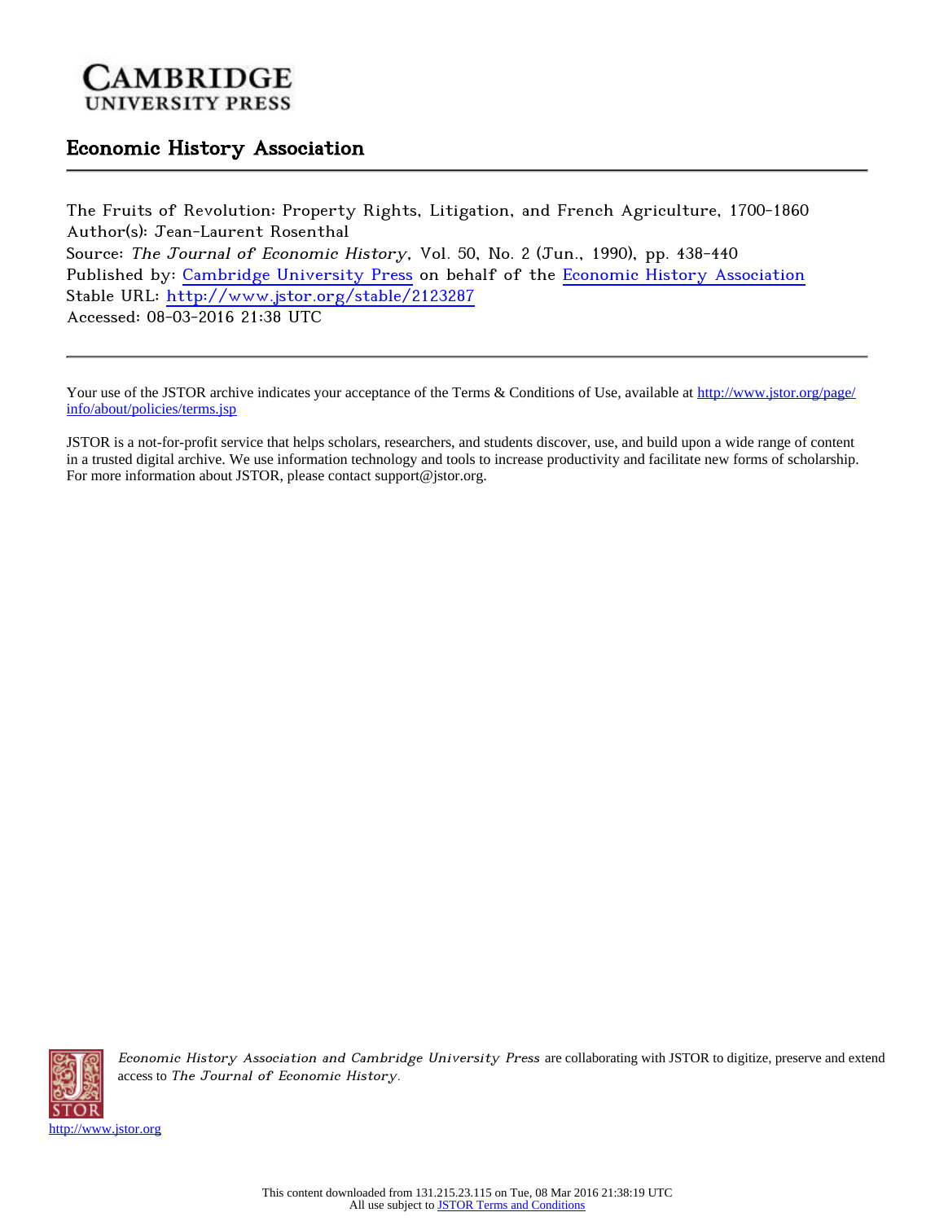Cambridge University Press

Economic History Association

---

The Fruits of Revolution: Property Rights, Litigation, and French Agriculture, 1700-1860
Author(s): Jean-Laurent Rosenthal
Source: *The Journal of Economic History*, Vol. 50, No. 2 (Jun., 1990), pp. 438-440
Published by: Cambridge University Press on behalf of the Economic History Association
Stable URL: http://www.jstor.org/stable/2123287
Accessed: 08-03-2016 21:38 UTC

---

Your use of the JSTOR archive indicates your acceptance of the Terms & Conditions of Use, available at http://www.jstor.org/page/info/about/policies/terms.jsp

JSTOR is a not-for-profit service that helps scholars, researchers, and students discover, use, and build upon a wide range of content in a trusted digital archive. We use information technology and tools to increase productivity and facilitate new forms of scholarship. For more information about JSTOR, please contact support@jstor.org.

*Economic History Association and Cambridge University Press* are collaborating with JSTOR to digitize, preserve and extend access to *The Journal of Economic History*.

http://www.jstor.org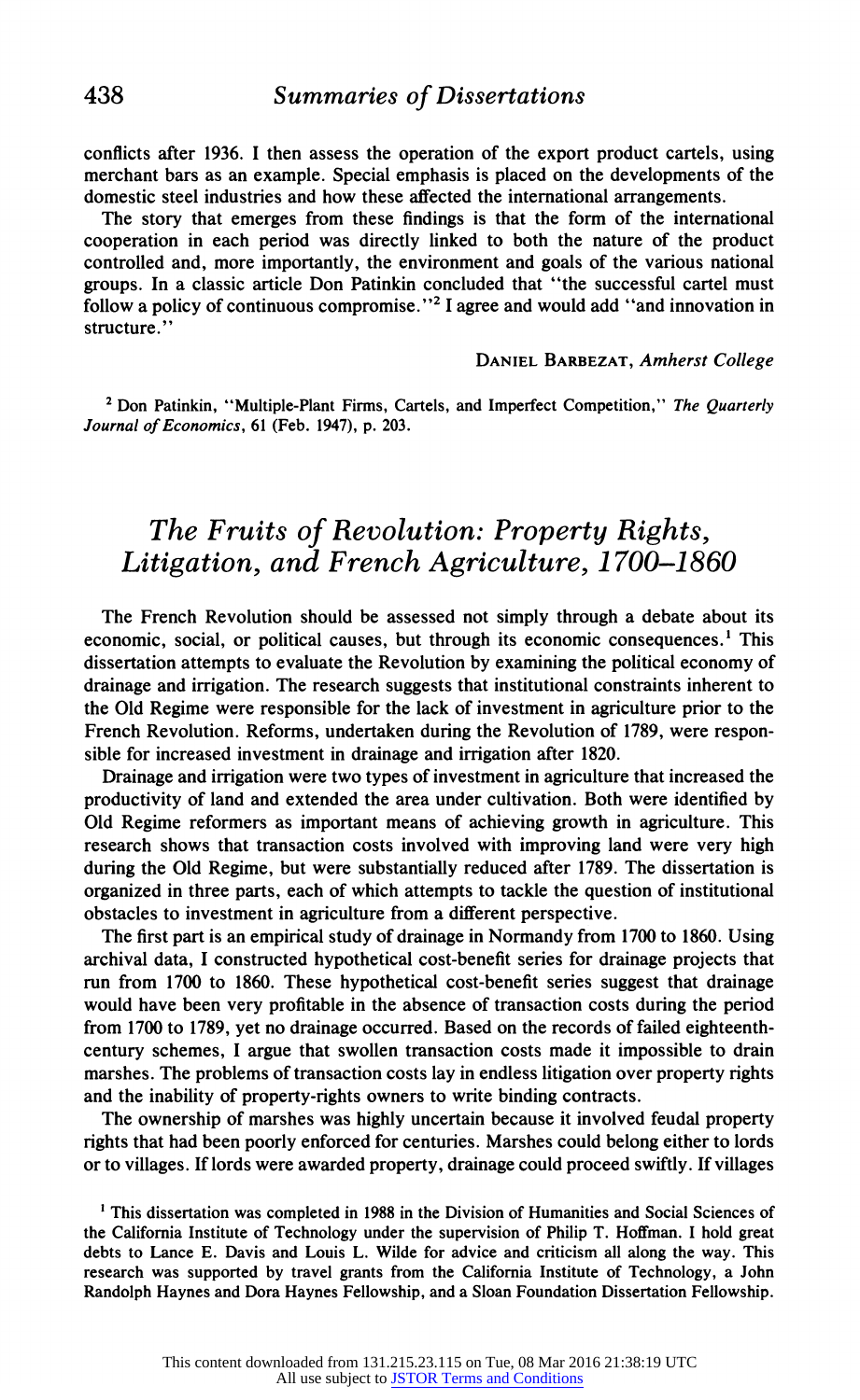conflicts after 1936. I then assess the operation of the export product cartels, using merchant bars as an example. Special emphasis is placed on the developments of the domestic steel industries and how these affected the international arrangements.

The story that emerges from these findings is that the form of the international cooperation in each period was directly linked to both the nature of the product controlled and, more importantly, the environment and goals of the various national groups. In a classic article Don Patinkin concluded that "the successful cartel must follow a policy of continuous compromise."[2] I agree and would add "and innovation in structure."

DANIEL BARBEZAT, *Amherst College*

[2] Don Patinkin, "Multiple-Plant Firms, Cartels, and Imperfect Competition," *The Quarterly Journal of Economics*, 61 (Feb. 1947), p. 203.

## *The Fruits of Revolution: Property Rights, Litigation, and French Agriculture, 1700–1860*

The French Revolution should be assessed not simply through a debate about its economic, social, or political causes, but through its economic consequences.[1] This dissertation attempts to evaluate the Revolution by examining the political economy of drainage and irrigation. The research suggests that institutional constraints inherent to the Old Regime were responsible for the lack of investment in agriculture prior to the French Revolution. Reforms, undertaken during the Revolution of 1789, were responsible for increased investment in drainage and irrigation after 1820.

Drainage and irrigation were two types of investment in agriculture that increased the productivity of land and extended the area under cultivation. Both were identified by Old Regime reformers as important means of achieving growth in agriculture. This research shows that transaction costs involved with improving land were very high during the Old Regime, but were substantially reduced after 1789. The dissertation is organized in three parts, each of which attempts to tackle the question of institutional obstacles to investment in agriculture from a different perspective.

The first part is an empirical study of drainage in Normandy from 1700 to 1860. Using archival data, I constructed hypothetical cost-benefit series for drainage projects that run from 1700 to 1860. These hypothetical cost-benefit series suggest that drainage would have been very profitable in the absence of transaction costs during the period from 1700 to 1789, yet no drainage occurred. Based on the records of failed eighteenth-century schemes, I argue that swollen transaction costs made it impossible to drain marshes. The problems of transaction costs lay in endless litigation over property rights and the inability of property-rights owners to write binding contracts.

The ownership of marshes was highly uncertain because it involved feudal property rights that had been poorly enforced for centuries. Marshes could belong either to lords or to villages. If lords were awarded property, drainage could proceed swiftly. If villages

[1] This dissertation was completed in 1988 in the Division of Humanities and Social Sciences of the California Institute of Technology under the supervision of Philip T. Hoffman. I hold great debts to Lance E. Davis and Louis L. Wilde for advice and criticism all along the way. This research was supported by travel grants from the California Institute of Technology, a John Randolph Haynes and Dora Haynes Fellowship, and a Sloan Foundation Dissertation Fellowship.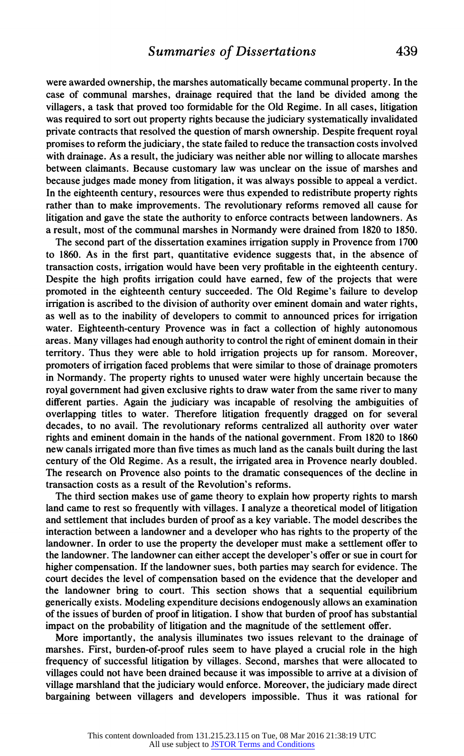were awarded ownership, the marshes automatically became communal property. In the case of communal marshes, drainage required that the land be divided among the villagers, a task that proved too formidable for the Old Regime. In all cases, litigation was required to sort out property rights because the judiciary systematically invalidated private contracts that resolved the question of marsh ownership. Despite frequent royal promises to reform the judiciary, the state failed to reduce the transaction costs involved with drainage. As a result, the judiciary was neither able nor willing to allocate marshes between claimants. Because customary law was unclear on the issue of marshes and because judges made money from litigation, it was always possible to appeal a verdict. In the eighteenth century, resources were thus expended to redistribute property rights rather than to make improvements. The revolutionary reforms removed all cause for litigation and gave the state the authority to enforce contracts between landowners. As a result, most of the communal marshes in Normandy were drained from 1820 to 1850.

The second part of the dissertation examines irrigation supply in Provence from 1700 to 1860. As in the first part, quantitative evidence suggests that, in the absence of transaction costs, irrigation would have been very profitable in the eighteenth century. Despite the high profits irrigation could have earned, few of the projects that were promoted in the eighteenth century succeeded. The Old Regime's failure to develop irrigation is ascribed to the division of authority over eminent domain and water rights, as well as to the inability of developers to commit to announced prices for irrigation water. Eighteenth-century Provence was in fact a collection of highly autonomous areas. Many villages had enough authority to control the right of eminent domain in their territory. Thus they were able to hold irrigation projects up for ransom. Moreover, promoters of irrigation faced problems that were similar to those of drainage promoters in Normandy. The property rights to unused water were highly uncertain because the royal government had given exclusive rights to draw water from the same river to many different parties. Again the judiciary was incapable of resolving the ambiguities of overlapping titles to water. Therefore litigation frequently dragged on for several decades, to no avail. The revolutionary reforms centralized all authority over water rights and eminent domain in the hands of the national government. From 1820 to 1860 new canals irrigated more than five times as much land as the canals built during the last century of the Old Regime. As a result, the irrigated area in Provence nearly doubled. The research on Provence also points to the dramatic consequences of the decline in transaction costs as a result of the Revolution's reforms.

The third section makes use of game theory to explain how property rights to marsh land came to rest so frequently with villages. I analyze a theoretical model of litigation and settlement that includes burden of proof as a key variable. The model describes the interaction between a landowner and a developer who has rights to the property of the landowner. In order to use the property the developer must make a settlement offer to the landowner. The landowner can either accept the developer's offer or sue in court for higher compensation. If the landowner sues, both parties may search for evidence. The court decides the level of compensation based on the evidence that the developer and the landowner bring to court. This section shows that a sequential equilibrium generically exists. Modeling expenditure decisions endogenously allows an examination of the issues of burden of proof in litigation. I show that burden of proof has substantial impact on the probability of litigation and the magnitude of the settlement offer.

More importantly, the analysis illuminates two issues relevant to the drainage of marshes. First, burden-of-proof rules seem to have played a crucial role in the high frequency of successful litigation by villages. Second, marshes that were allocated to villages could not have been drained because it was impossible to arrive at a division of village marshland that the judiciary would enforce. Moreover, the judiciary made direct bargaining between villagers and developers impossible. Thus it was rational for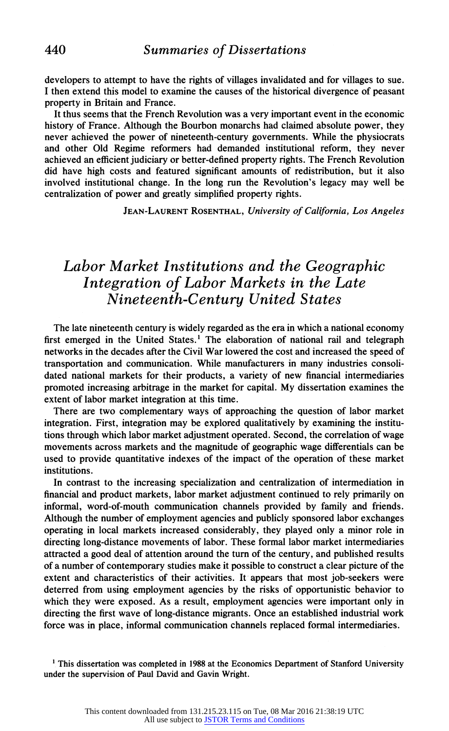developers to attempt to have the rights of villages invalidated and for villages to sue. I then extend this model to examine the causes of the historical divergence of peasant property in Britain and France.

It thus seems that the French Revolution was a very important event in the economic history of France. Although the Bourbon monarchs had claimed absolute power, they never achieved the power of nineteenth-century governments. While the physiocrats and other Old Regime reformers had demanded institutional reform, they never achieved an efficient judiciary or better-defined property rights. The French Revolution did have high costs and featured significant amounts of redistribution, but it also involved institutional change. In the long run the Revolution's legacy may well be centralization of power and greatly simplified property rights.

JEAN-LAURENT ROSENTHAL, *University of California, Los Angeles*

## *Labor Market Institutions and the Geographic Integration of Labor Markets in the Late Nineteenth-Century United States*

The late nineteenth century is widely regarded as the era in which a national economy first emerged in the United States.[1] The elaboration of national rail and telegraph networks in the decades after the Civil War lowered the cost and increased the speed of transportation and communication. While manufacturers in many industries consolidated national markets for their products, a variety of new financial intermediaries promoted increasing arbitrage in the market for capital. My dissertation examines the extent of labor market integration at this time.

There are two complementary ways of approaching the question of labor market integration. First, integration may be explored qualitatively by examining the institutions through which labor market adjustment operated. Second, the correlation of wage movements across markets and the magnitude of geographic wage differentials can be used to provide quantitative indexes of the impact of the operation of these market institutions.

In contrast to the increasing specialization and centralization of intermediation in financial and product markets, labor market adjustment continued to rely primarily on informal, word-of-mouth communication channels provided by family and friends. Although the number of employment agencies and publicly sponsored labor exchanges operating in local markets increased considerably, they played only a minor role in directing long-distance movements of labor. These formal labor market intermediaries attracted a good deal of attention around the turn of the century, and published results of a number of contemporary studies make it possible to construct a clear picture of the extent and characteristics of their activities. It appears that most job-seekers were deterred from using employment agencies by the risks of opportunistic behavior to which they were exposed. As a result, employment agencies were important only in directing the first wave of long-distance migrants. Once an established industrial work force was in place, informal communication channels replaced formal intermediaries.

[1] This dissertation was completed in 1988 at the Economics Department of Stanford University under the supervision of Paul David and Gavin Wright.